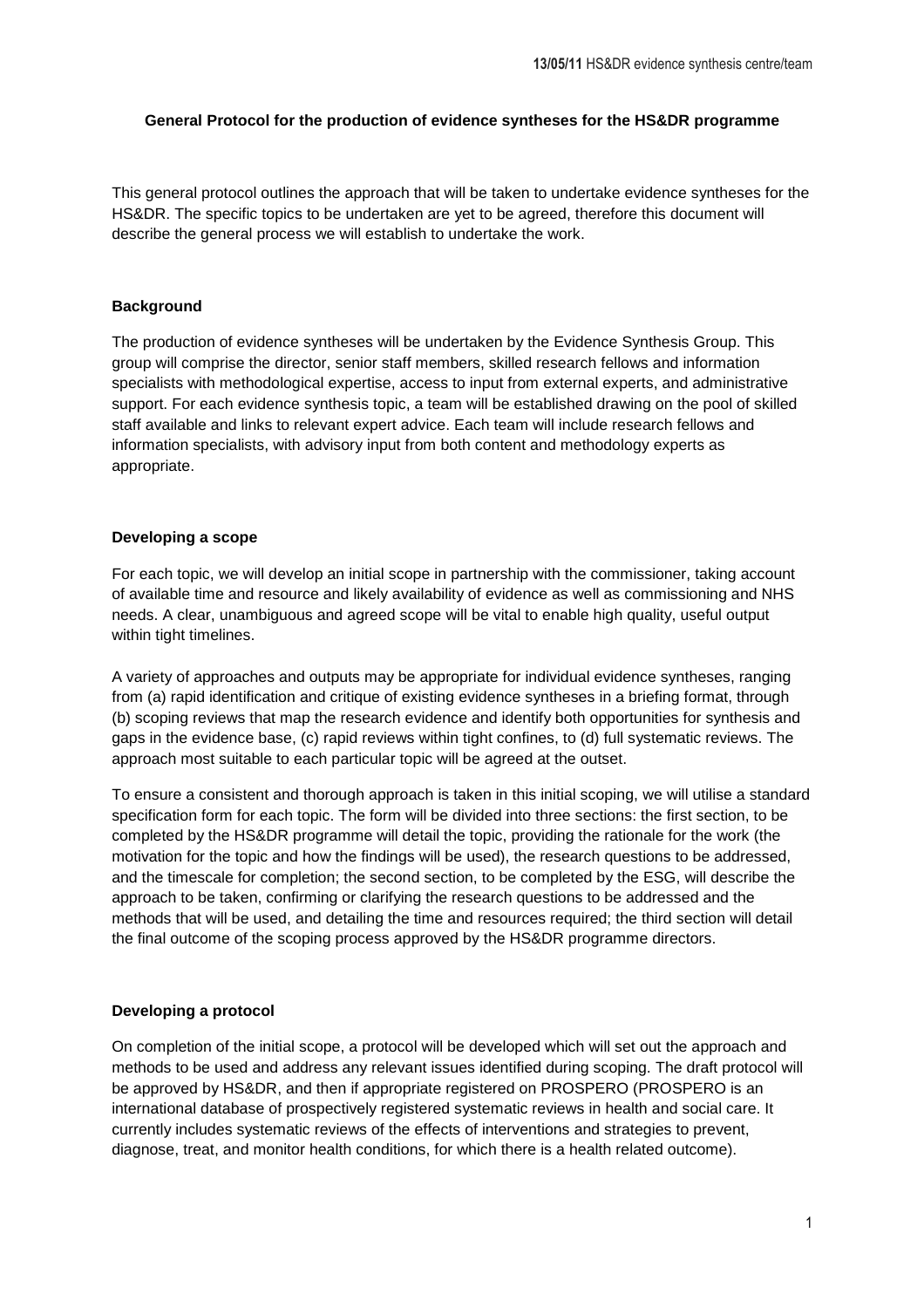# General Protocol for the production of evidence syntheses for the HS&DR programme

This general protocol outlines the approach that will be taken to undertake evidence syntheses for the HS&DR. The specific topics to be undertaken are yet to be agreed, therefore this document will describe the general process we will establish to undertake the work.

## Background

The production of evidence syntheses will be undertaken by the Evidence Synthesis Group. This group will comprise the director, senior staff members, skilled research fellows and information specialists with methodological expertise, access to input from external experts, and administrative support. For each evidence synthesis topic, a team will be established drawing on the pool of skilled staff available and links to relevant expert advice. Each team will include research fellows and information specialists, with advisory input from both content and methodology experts as appropriate.

## Developing a scope

For each topic, we will develop an initial scope in partnership with the commissioner, taking account of available time and resource and likely availability of evidence as well as commissioning and NHS needs. A clear, unambiguous and agreed scope will be vital to enable high quality, useful output within tight timelines.

A variety of approaches and outputs may be appropriate for individual evidence syntheses, ranging from (a) rapid identification and critique of existing evidence syntheses in a briefing format, through (b) scoping reviews that map the research evidence and identify both opportunities for synthesis and gaps in the evidence base, (c) rapid reviews within tight confines, to (d) full systematic reviews. The approach most suitable to each particular topic will be agreed at the outset.

To ensure a consistent and thorough approach is taken in this initial scoping, we will utilise a standard specification form for each topic. The form will be divided into three sections: the first section, to be completed by the HS&DR programme will detail the topic, providing the rationale for the work (the motivation for the topic and how the findings will be used), the research questions to be addressed, and the timescale for completion; the second section, to be completed by the ESG, will describe the approach to be taken, confirming or clarifying the research questions to be addressed and the methods that will be used, and detailing the time and resources required; the third section will detail the final outcome of the scoping process approved by the HS&DR programme directors.

## Developing a protocol

On completion of the initial scope, a protocol will be developed which will set out the approach and methods to be used and address any relevant issues identified during scoping. The draft protocol will be approved by HS&DR, and then if appropriate registered on PROSPERO (PROSPERO is an international database of prospectively registered systematic reviews in health and social care. It currently includes systematic reviews of the effects of interventions and strategies to prevent, diagnose, treat, and monitor health conditions, for which there is a health related outcome).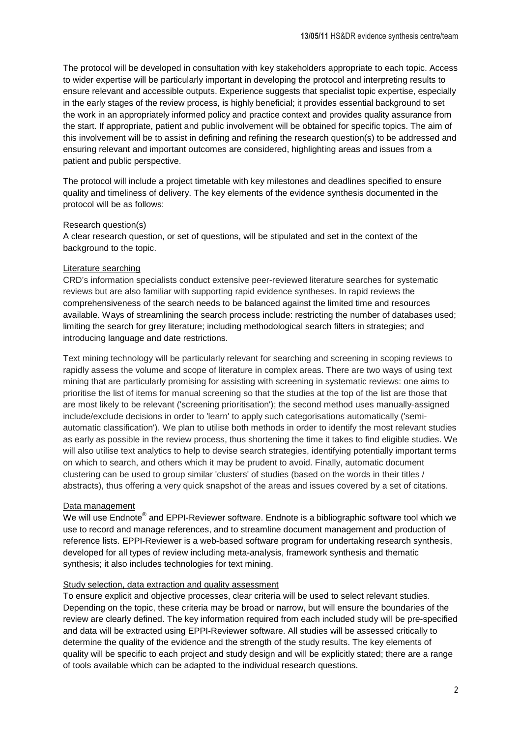The protocol will be developed in consultation with key stakeholders appropriate to each topic. Access to wider expertise will be particularly important in developing the protocol and interpreting results to ensure relevant and accessible outputs. Experience suggests that specialist topic expertise, especially in the early stages of the review process, is highly beneficial; it provides essential background to set the work in an appropriately informed policy and practice context and provides quality assurance from the start. If appropriate, patient and public involvement will be obtained for specific topics. The aim of this involvement will be to assist in defining and refining the research question(s) to be addressed and ensuring relevant and important outcomes are considered, highlighting areas and issues from a patient and public perspective.

The protocol will include a project timetable with key milestones and deadlines specified to ensure quality and timeliness of delivery. The key elements of the evidence synthesis documented in the protocol will be as follows:

<u>Research question(s)</u>

A clear research question, or set of questions, will be stipulated and set in the context of the background to the topic.

<u>Literature searching</u>

CRD's information specialists conduct extensive peer-reviewed literature searches for systematic reviews but are also familiar with supporting rapid evidence syntheses. In rapid reviews the comprehensiveness of the search needs to be balanced against the limited time and resources available. Ways of streamlining the search process include: restricting the number of databases used; limiting the search for grey literature; including methodological search filters in strategies; and introducing language and date restrictions.

Text mining technology will be particularly relevant for searching and screening in scoping reviews to rapidly assess the volume and scope of literature in complex areas. There are two ways of using text mining that are particularly promising for assisting with screening in systematic reviews: one aims to prioritise the list of items for manual screening so that the studies at the top of the list are those that are most likely to be relevant ('screening prioritisation'); the second method uses manually-assigned include/exclude decisions in order to 'learn' to apply such categorisations automatically ('semi-automatic classification'). We plan to utilise both methods in order to identify the most relevant studies as early as possible in the review process, thus shortening the time it takes to find eligible studies. We will also utilise text analytics to help to devise search strategies, identifying potentially important terms on which to search, and others which it may be prudent to avoid. Finally, automatic document clustering can be used to group similar 'clusters' of studies (based on the words in their titles / abstracts), thus offering a very quick snapshot of the areas and issues covered by a set of citations.

<u>Data management</u>

We will use Endnote® and EPPI-Reviewer software. Endnote is a bibliographic software tool which we use to record and manage references, and to streamline document management and production of reference lists. EPPI-Reviewer is a web-based software program for undertaking research synthesis, developed for all types of review including meta-analysis, framework synthesis and thematic synthesis; it also includes technologies for text mining.

<u>Study selection, data extraction and quality assessment</u>

To ensure explicit and objective processes, clear criteria will be used to select relevant studies. Depending on the topic, these criteria may be broad or narrow, but will ensure the boundaries of the review are clearly defined. The key information required from each included study will be pre-specified and data will be extracted using EPPI-Reviewer software. All studies will be assessed critically to determine the quality of the evidence and the strength of the study results. The key elements of quality will be specific to each project and study design and will be explicitly stated; there are a range of tools available which can be adapted to the individual research questions.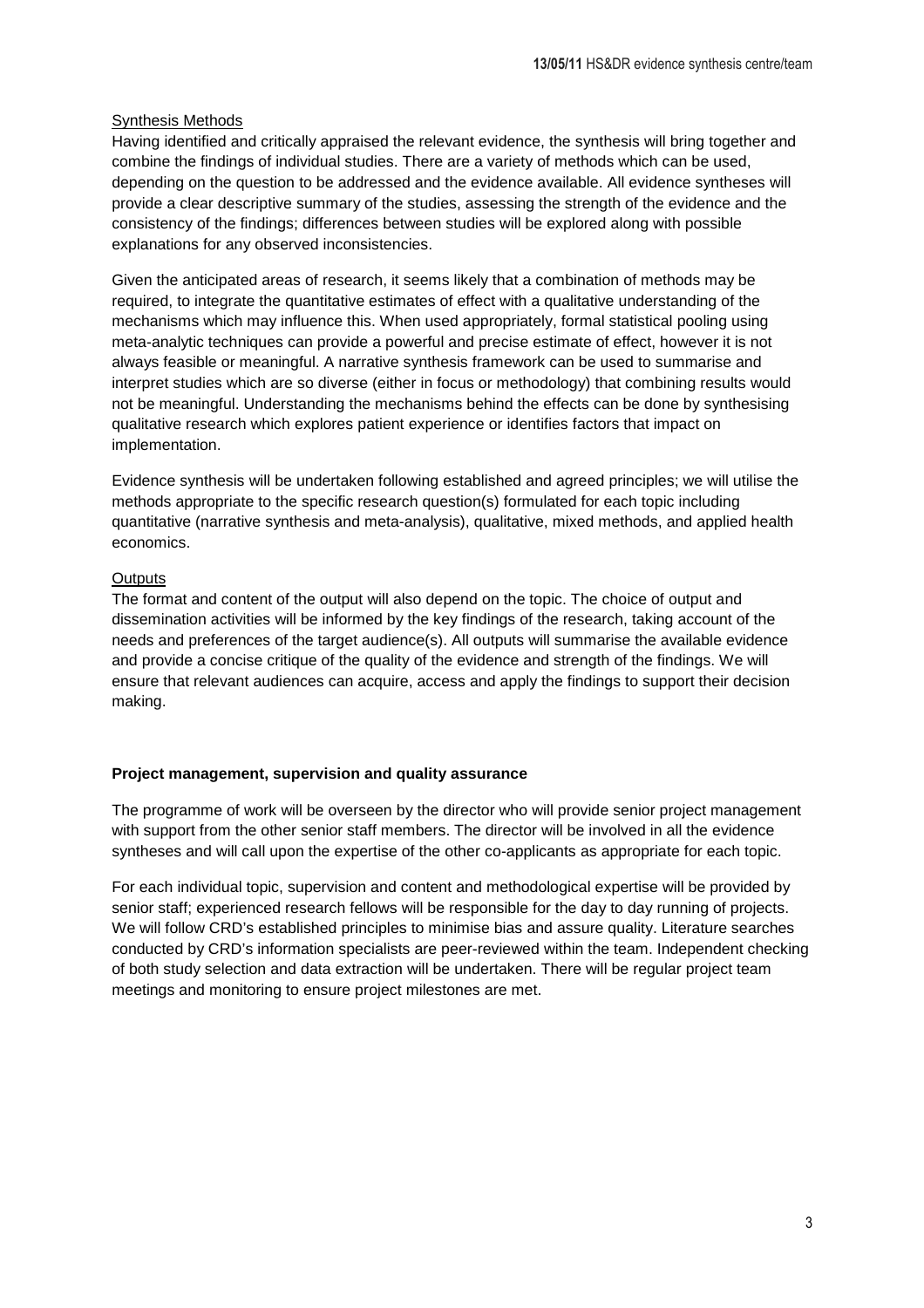Synthesis Methods

Having identified and critically appraised the relevant evidence, the synthesis will bring together and combine the findings of individual studies. There are a variety of methods which can be used, depending on the question to be addressed and the evidence available. All evidence syntheses will provide a clear descriptive summary of the studies, assessing the strength of the evidence and the consistency of the findings; differences between studies will be explored along with possible explanations for any observed inconsistencies.

Given the anticipated areas of research, it seems likely that a combination of methods may be required, to integrate the quantitative estimates of effect with a qualitative understanding of the mechanisms which may influence this. When used appropriately, formal statistical pooling using meta-analytic techniques can provide a powerful and precise estimate of effect, however it is not always feasible or meaningful. A narrative synthesis framework can be used to summarise and interpret studies which are so diverse (either in focus or methodology) that combining results would not be meaningful. Understanding the mechanisms behind the effects can be done by synthesising qualitative research which explores patient experience or identifies factors that impact on implementation.

Evidence synthesis will be undertaken following established and agreed principles; we will utilise the methods appropriate to the specific research question(s) formulated for each topic including quantitative (narrative synthesis and meta-analysis), qualitative, mixed methods, and applied health economics.

Outputs

The format and content of the output will also depend on the topic. The choice of output and dissemination activities will be informed by the key findings of the research, taking account of the needs and preferences of the target audience(s). All outputs will summarise the available evidence and provide a concise critique of the quality of the evidence and strength of the findings. We will ensure that relevant audiences can acquire, access and apply the findings to support their decision making.

**Project management, supervision and quality assurance**

The programme of work will be overseen by the director who will provide senior project management with support from the other senior staff members. The director will be involved in all the evidence syntheses and will call upon the expertise of the other co-applicants as appropriate for each topic.

For each individual topic, supervision and content and methodological expertise will be provided by senior staff; experienced research fellows will be responsible for the day to day running of projects. We will follow CRD's established principles to minimise bias and assure quality. Literature searches conducted by CRD's information specialists are peer-reviewed within the team. Independent checking of both study selection and data extraction will be undertaken. There will be regular project team meetings and monitoring to ensure project milestones are met.